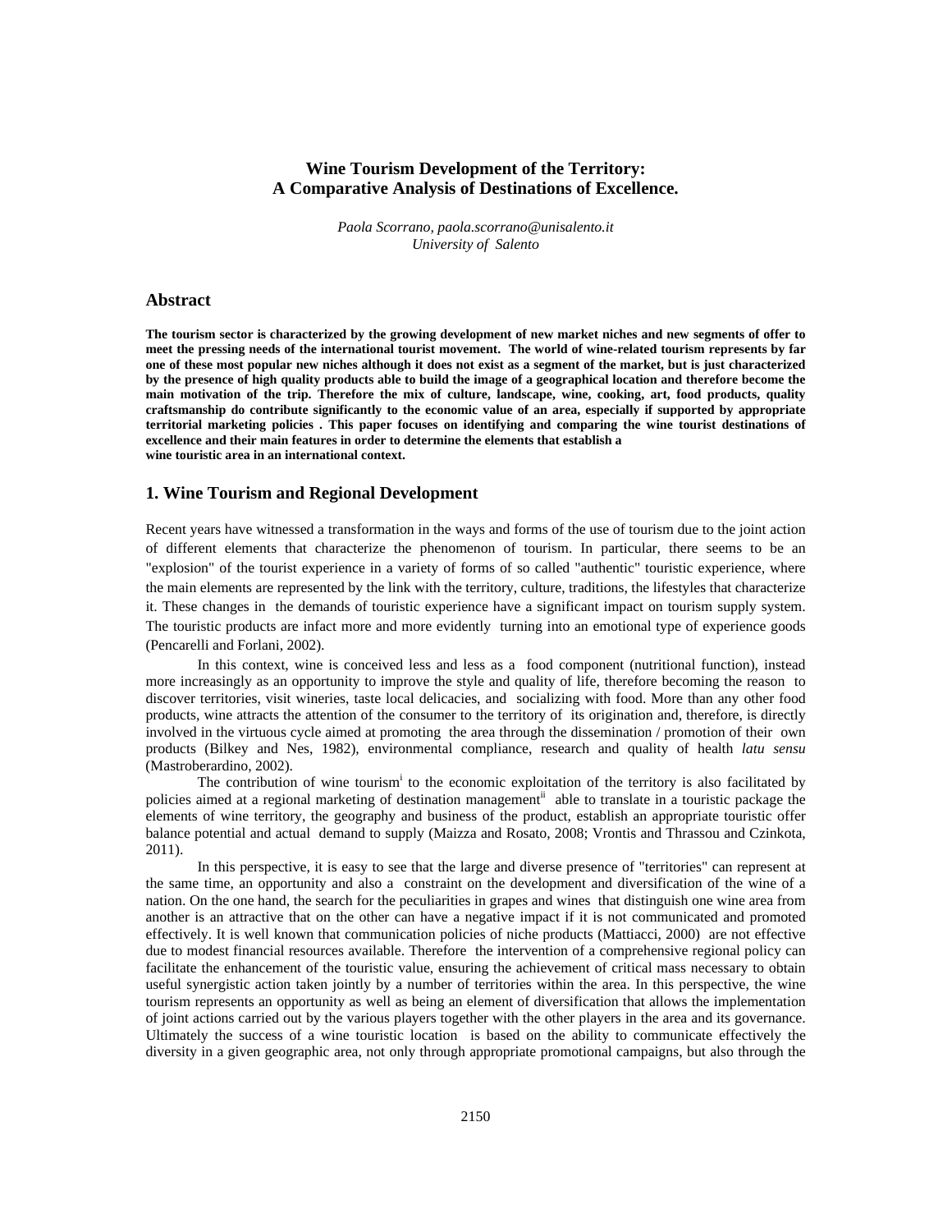# Wine Tourism Development of the Territory: A Comparative Analysis of Destinations of Excellence.

*Paola Scorrano, paola.scorrano@unisalento.it*
*University of Salento*

## Abstract

**The tourism sector is characterized by the growing development of new market niches and new segments of offer to meet the pressing needs of the international tourist movement. The world of wine-related tourism represents by far one of these most popular new niches although it does not exist as a segment of the market, but is just characterized by the presence of high quality products able to build the image of a geographical location and therefore become the main motivation of the trip. Therefore the mix of culture, landscape, wine, cooking, art, food products, quality craftsmanship do contribute significantly to the economic value of an area, especially if supported by appropriate territorial marketing policies . This paper focuses on identifying and comparing the wine tourist destinations of excellence and their main features in order to determine the elements that establish a wine touristic area in an international context.**

## 1. Wine Tourism and Regional Development

Recent years have witnessed a transformation in the ways and forms of the use of tourism due to the joint action of different elements that characterize the phenomenon of tourism. In particular, there seems to be an "explosion" of the tourist experience in a variety of forms of so called "authentic" touristic experience, where the main elements are represented by the link with the territory, culture, traditions, the lifestyles that characterize it. These changes in the demands of touristic experience have a significant impact on tourism supply system. The touristic products are infact more and more evidently turning into an emotional type of experience goods (Pencarelli and Forlani, 2002).

In this context, wine is conceived less and less as a food component (nutritional function), instead more increasingly as an opportunity to improve the style and quality of life, therefore becoming the reason to discover territories, visit wineries, taste local delicacies, and socializing with food. More than any other food products, wine attracts the attention of the consumer to the territory of its origination and, therefore, is directly involved in the virtuous cycle aimed at promoting the area through the dissemination / promotion of their own products (Bilkey and Nes, 1982), environmental compliance, research and quality of health *latu sensu* (Mastroberardino, 2002).

The contribution of wine tourism[i] to the economic exploitation of the territory is also facilitated by policies aimed at a regional marketing of destination management[ii] able to translate in a touristic package the elements of wine territory, the geography and business of the product, establish an appropriate touristic offer balance potential and actual demand to supply (Maizza and Rosato, 2008; Vrontis and Thrassou and Czinkota, 2011).

In this perspective, it is easy to see that the large and diverse presence of "territories" can represent at the same time, an opportunity and also a constraint on the development and diversification of the wine of a nation. On the one hand, the search for the peculiarities in grapes and wines that distinguish one wine area from another is an attractive that on the other can have a negative impact if it is not communicated and promoted effectively. It is well known that communication policies of niche products (Mattiacci, 2000) are not effective due to modest financial resources available. Therefore the intervention of a comprehensive regional policy can facilitate the enhancement of the touristic value, ensuring the achievement of critical mass necessary to obtain useful synergistic action taken jointly by a number of territories within the area. In this perspective, the wine tourism represents an opportunity as well as being an element of diversification that allows the implementation of joint actions carried out by the various players together with the other players in the area and its governance. Ultimately the success of a wine touristic location is based on the ability to communicate effectively the diversity in a given geographic area, not only through appropriate promotional campaigns, but also through the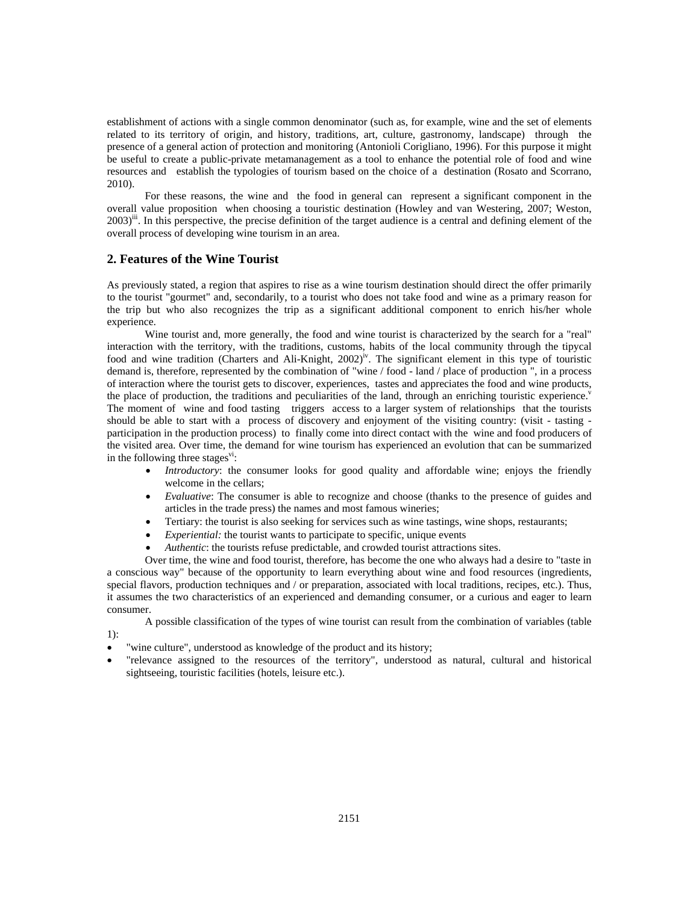establishment of actions with a single common denominator (such as, for example, wine and the set of elements related to its territory of origin, and history, traditions, art, culture, gastronomy, landscape) through the presence of a general action of protection and monitoring (Antonioli Corigliano, 1996). For this purpose it might be useful to create a public-private metamanagement as a tool to enhance the potential role of food and wine resources and establish the typologies of tourism based on the choice of a destination (Rosato and Scorrano, 2010).

For these reasons, the wine and the food in general can represent a significant component in the overall value proposition when choosing a touristic destination (Howley and van Westering, 2007; Weston, 2003)[iii]. In this perspective, the precise definition of the target audience is a central and defining element of the overall process of developing wine tourism in an area.

## 2. Features of the Wine Tourist

As previously stated, a region that aspires to rise as a wine tourism destination should direct the offer primarily to the tourist "gourmet" and, secondarily, to a tourist who does not take food and wine as a primary reason for the trip but who also recognizes the trip as a significant additional component to enrich his/her whole experience.

Wine tourist and, more generally, the food and wine tourist is characterized by the search for a "real" interaction with the territory, with the traditions, customs, habits of the local community through the tipycal food and wine tradition (Charters and Ali-Knight, 2002)[iv]. The significant element in this type of touristic demand is, therefore, represented by the combination of "wine / food - land / place of production ", in a process of interaction where the tourist gets to discover, experiences, tastes and appreciates the food and wine products, the place of production, the traditions and peculiarities of the land, through an enriching touristic experience.[v] The moment of wine and food tasting triggers access to a larger system of relationships that the tourists should be able to start with a process of discovery and enjoyment of the visiting country: (visit - tasting - participation in the production process) to finally come into direct contact with the wine and food producers of the visited area. Over time, the demand for wine tourism has experienced an evolution that can be summarized in the following three stages[vi]:

- *Introductory*: the consumer looks for good quality and affordable wine; enjoys the friendly welcome in the cellars;
- *Evaluative*: The consumer is able to recognize and choose (thanks to the presence of guides and articles in the trade press) the names and most famous wineries;
- Tertiary: the tourist is also seeking for services such as wine tastings, wine shops, restaurants;
- *Experiential:* the tourist wants to participate to specific, unique events
- *Authentic*: the tourists refuse predictable, and crowded tourist attractions sites.

Over time, the wine and food tourist, therefore, has become the one who always had a desire to "taste in a conscious way" because of the opportunity to learn everything about wine and food resources (ingredients, special flavors, production techniques and / or preparation, associated with local traditions, recipes, etc.). Thus, it assumes the two characteristics of an experienced and demanding consumer, or a curious and eager to learn consumer.

A possible classification of the types of wine tourist can result from the combination of variables (table 1):

- "wine culture", understood as knowledge of the product and its history;
- "relevance assigned to the resources of the territory", understood as natural, cultural and historical sightseeing, touristic facilities (hotels, leisure etc.).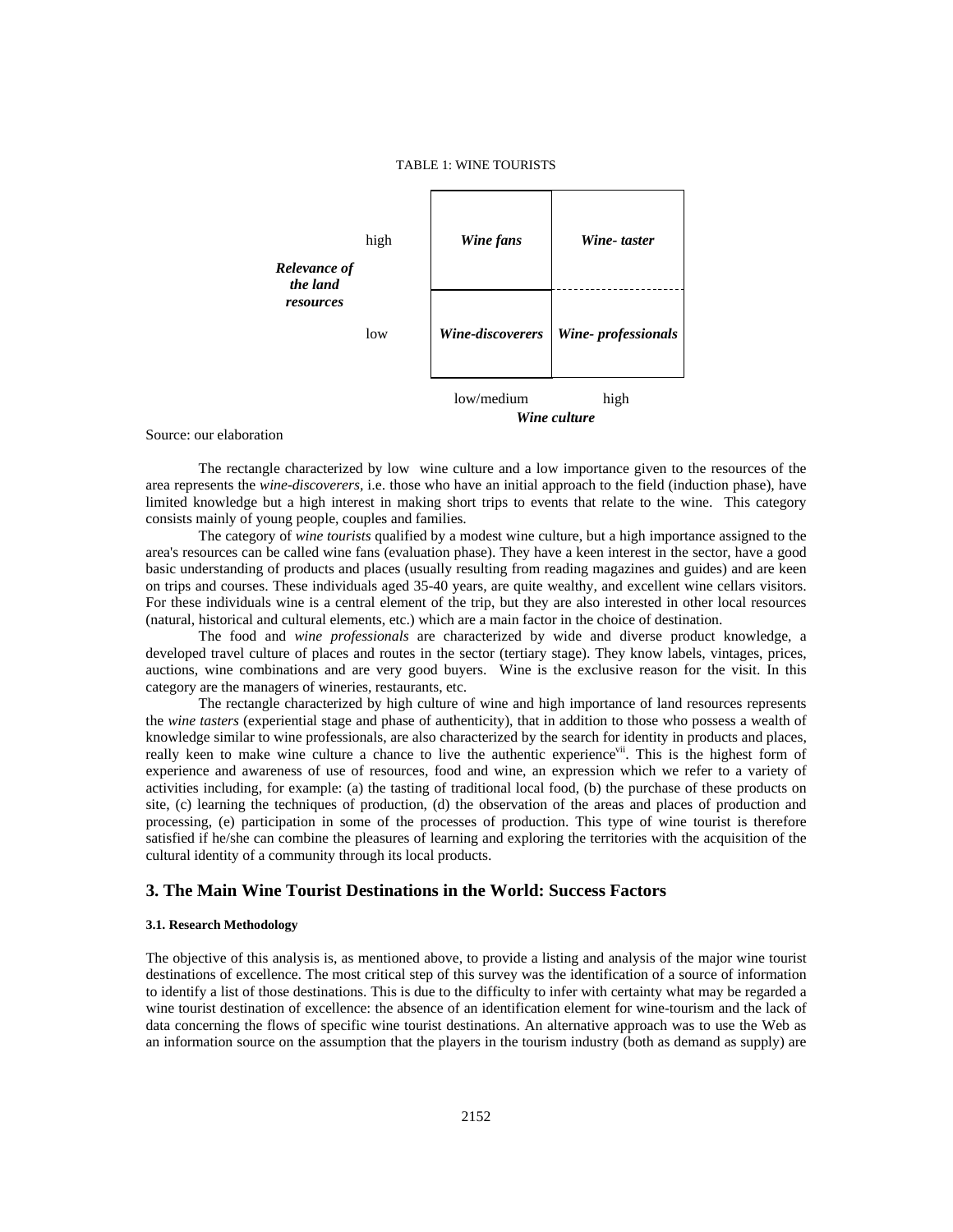TABLE 1: WINE TOURISTS

| Relevance of the land resources | | Wine culture: low/medium | Wine culture: high |
|---|---|---|---|
| | high | ***Wine fans*** | ***Wine- taster*** |
| | low | ***Wine-discoverers*** | ***Wine- professionals*** |

Source: our elaboration

The rectangle characterized by low wine culture and a low importance given to the resources of the area represents the *wine-discoverers,* i.e. those who have an initial approach to the field (induction phase), have limited knowledge but a high interest in making short trips to events that relate to the wine. This category consists mainly of young people, couples and families.

The category of *wine tourists* qualified by a modest wine culture, but a high importance assigned to the area's resources can be called wine fans (evaluation phase). They have a keen interest in the sector, have a good basic understanding of products and places (usually resulting from reading magazines and guides) and are keen on trips and courses. These individuals aged 35-40 years, are quite wealthy, and excellent wine cellars visitors. For these individuals wine is a central element of the trip, but they are also interested in other local resources (natural, historical and cultural elements, etc.) which are a main factor in the choice of destination.

The food and *wine professionals* are characterized by wide and diverse product knowledge, a developed travel culture of places and routes in the sector (tertiary stage). They know labels, vintages, prices, auctions, wine combinations and are very good buyers. Wine is the exclusive reason for the visit. In this category are the managers of wineries, restaurants, etc.

The rectangle characterized by high culture of wine and high importance of land resources represents the *wine tasters* (experiential stage and phase of authenticity), that in addition to those who possess a wealth of knowledge similar to wine professionals, are also characterized by the search for identity in products and places, really keen to make wine culture a chance to live the authentic experience[vii]. This is the highest form of experience and awareness of use of resources, food and wine, an expression which we refer to a variety of activities including, for example: (a) the tasting of traditional local food, (b) the purchase of these products on site, (c) learning the techniques of production, (d) the observation of the areas and places of production and processing, (e) participation in some of the processes of production. This type of wine tourist is therefore satisfied if he/she can combine the pleasures of learning and exploring the territories with the acquisition of the cultural identity of a community through its local products.

## 3. The Main Wine Tourist Destinations in the World: Success Factors

#### 3.1. Research Methodology

The objective of this analysis is, as mentioned above, to provide a listing and analysis of the major wine tourist destinations of excellence. The most critical step of this survey was the identification of a source of information to identify a list of those destinations. This is due to the difficulty to infer with certainty what may be regarded a wine tourist destination of excellence: the absence of an identification element for wine-tourism and the lack of data concerning the flows of specific wine tourist destinations. An alternative approach was to use the Web as an information source on the assumption that the players in the tourism industry (both as demand as supply) are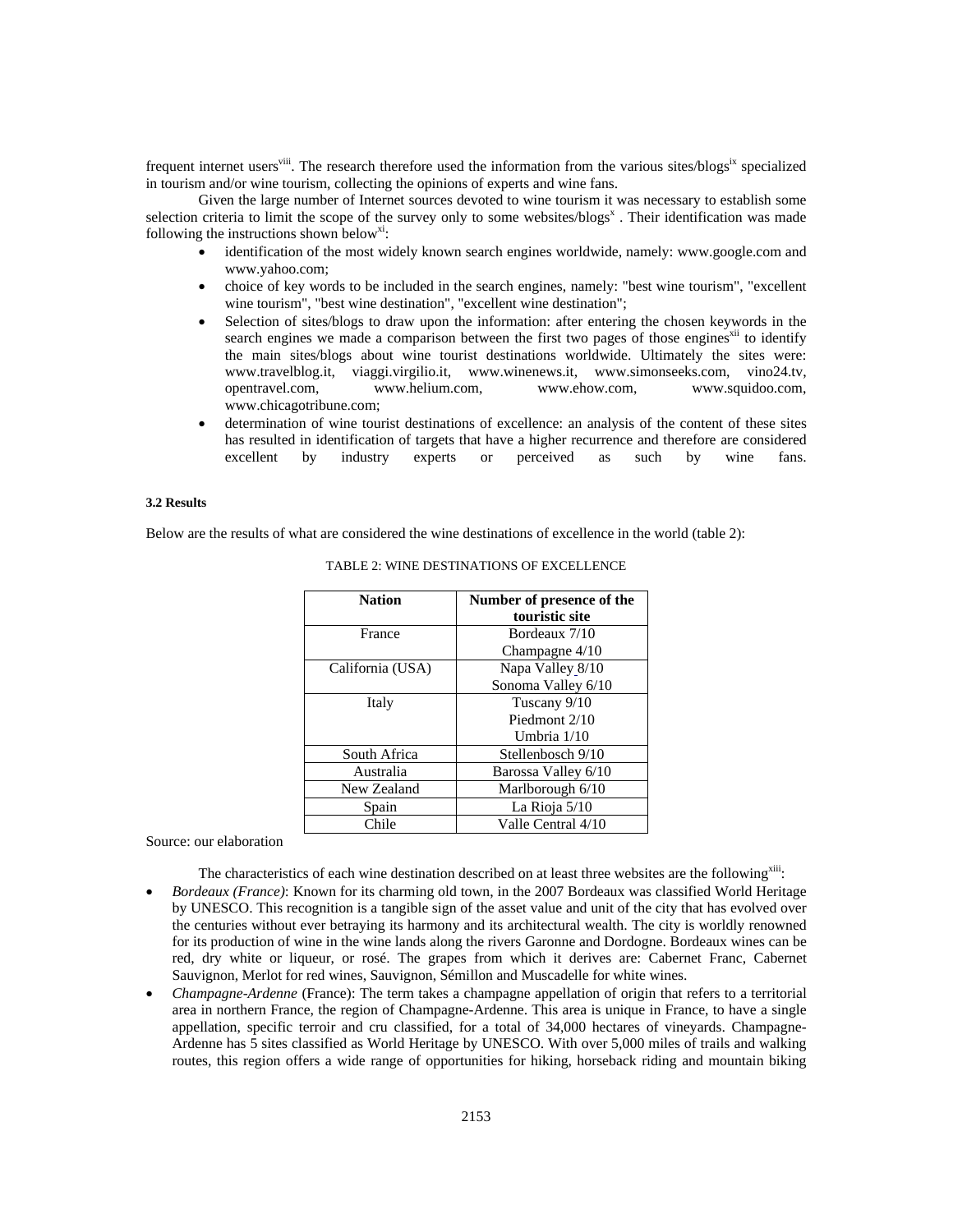frequent internet users[viii]. The research therefore used the information from the various sites/blogs[ix] specialized in tourism and/or wine tourism, collecting the opinions of experts and wine fans.

Given the large number of Internet sources devoted to wine tourism it was necessary to establish some selection criteria to limit the scope of the survey only to some websites/blogs[x] . Their identification was made following the instructions shown below[xi]:

- identification of the most widely known search engines worldwide, namely: www.google.com and www.yahoo.com;
- choice of key words to be included in the search engines, namely: "best wine tourism", "excellent wine tourism", "best wine destination", "excellent wine destination";
- Selection of sites/blogs to draw upon the information: after entering the chosen keywords in the search engines we made a comparison between the first two pages of those engines[xii] to identify the main sites/blogs about wine tourist destinations worldwide. Ultimately the sites were: www.travelblog.it, viaggi.virgilio.it, www.winenews.it, www.simonseeks.com, vino24.tv, opentravel.com, www.helium.com, www.ehow.com, www.squidoo.com, www.chicagotribune.com;
- determination of wine tourist destinations of excellence: an analysis of the content of these sites has resulted in identification of targets that have a higher recurrence and therefore are considered excellent by industry experts or perceived as such by wine fans.

#### 3.2 Results

Below are the results of what are considered the wine destinations of excellence in the world (table 2):

TABLE 2: WINE DESTINATIONS OF EXCELLENCE

| Nation | Number of presence of the touristic site |
|---|---|
| France | Bordeaux 7/10<br>Champagne 4/10 |
| California (USA) | Napa Valley 8/10<br>Sonoma Valley 6/10 |
| Italy | Tuscany 9/10<br>Piedmont 2/10<br>Umbria 1/10 |
| South Africa | Stellenbosch 9/10 |
| Australia | Barossa Valley 6/10 |
| New Zealand | Marlborough 6/10 |
| Spain | La Rioja 5/10 |
| Chile | Valle Central 4/10 |

Source: our elaboration

The characteristics of each wine destination described on at least three websites are the following[xiii]:

- *Bordeaux (France)*: Known for its charming old town, in the 2007 Bordeaux was classified World Heritage by UNESCO. This recognition is a tangible sign of the asset value and unit of the city that has evolved over the centuries without ever betraying its harmony and its architectural wealth. The city is worldly renowned for its production of wine in the wine lands along the rivers Garonne and Dordogne. Bordeaux wines can be red, dry white or liqueur, or rosé. The grapes from which it derives are: Cabernet Franc, Cabernet Sauvignon, Merlot for red wines, Sauvignon, Sémillon and Muscadelle for white wines.
- *Champagne-Ardenne* (France): The term takes a champagne appellation of origin that refers to a territorial area in northern France, the region of Champagne-Ardenne. This area is unique in France, to have a single appellation, specific terroir and cru classified, for a total of 34,000 hectares of vineyards. Champagne-Ardenne has 5 sites classified as World Heritage by UNESCO. With over 5,000 miles of trails and walking routes, this region offers a wide range of opportunities for hiking, horseback riding and mountain biking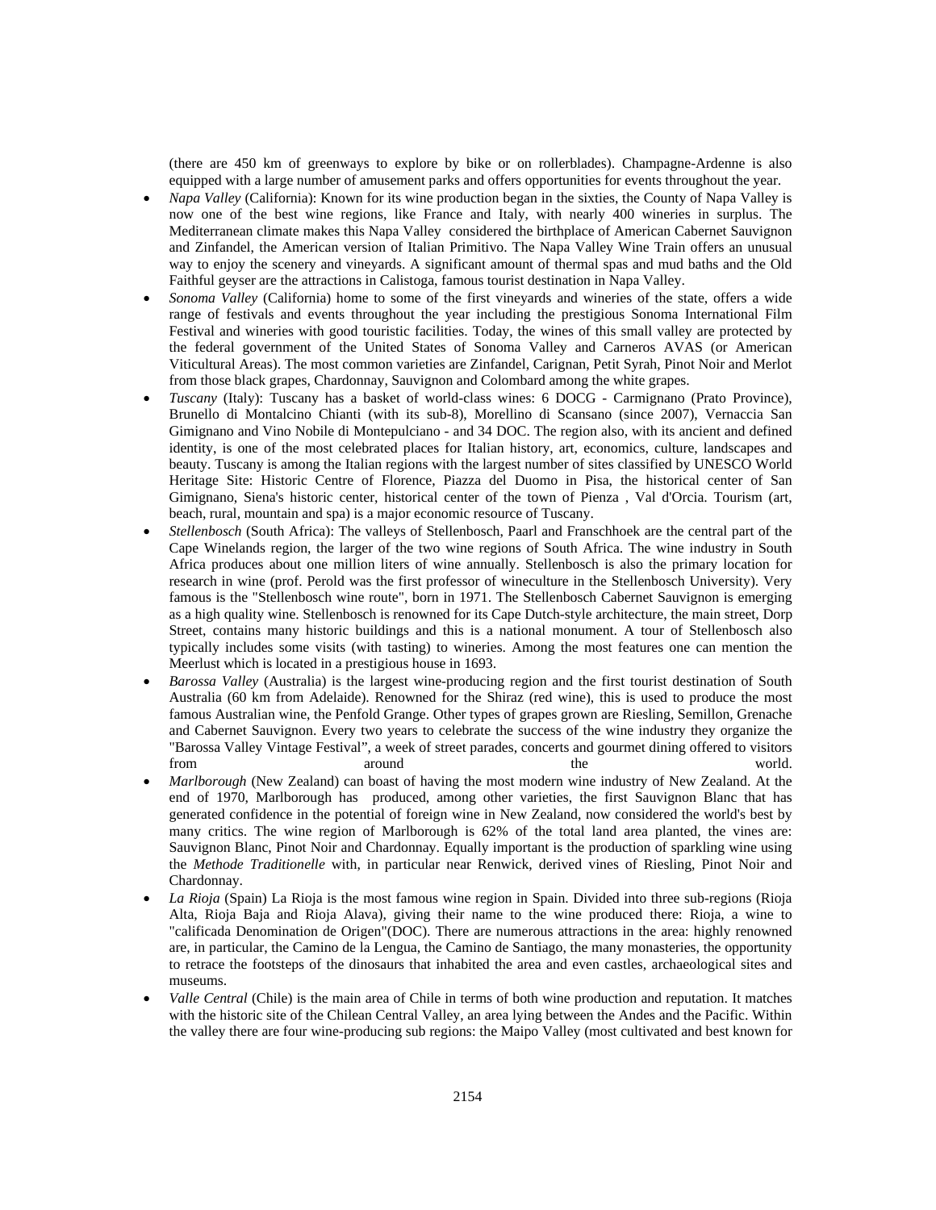(there are 450 km of greenways to explore by bike or on rollerblades). Champagne-Ardenne is also equipped with a large number of amusement parks and offers opportunities for events throughout the year.

- *Napa Valley* (California): Known for its wine production began in the sixties, the County of Napa Valley is now one of the best wine regions, like France and Italy, with nearly 400 wineries in surplus. The Mediterranean climate makes this Napa Valley considered the birthplace of American Cabernet Sauvignon and Zinfandel, the American version of Italian Primitivo. The Napa Valley Wine Train offers an unusual way to enjoy the scenery and vineyards. A significant amount of thermal spas and mud baths and the Old Faithful geyser are the attractions in Calistoga, famous tourist destination in Napa Valley.
- *Sonoma Valley* (California) home to some of the first vineyards and wineries of the state, offers a wide range of festivals and events throughout the year including the prestigious Sonoma International Film Festival and wineries with good touristic facilities. Today, the wines of this small valley are protected by the federal government of the United States of Sonoma Valley and Carneros AVAS (or American Viticultural Areas). The most common varieties are Zinfandel, Carignan, Petit Syrah, Pinot Noir and Merlot from those black grapes, Chardonnay, Sauvignon and Colombard among the white grapes.
- *Tuscany* (Italy): Tuscany has a basket of world-class wines: 6 DOCG - Carmignano (Prato Province), Brunello di Montalcino Chianti (with its sub-8), Morellino di Scansano (since 2007), Vernaccia San Gimignano and Vino Nobile di Montepulciano - and 34 DOC. The region also, with its ancient and defined identity, is one of the most celebrated places for Italian history, art, economics, culture, landscapes and beauty. Tuscany is among the Italian regions with the largest number of sites classified by UNESCO World Heritage Site: Historic Centre of Florence, Piazza del Duomo in Pisa, the historical center of San Gimignano, Siena's historic center, historical center of the town of Pienza , Val d'Orcia. Tourism (art, beach, rural, mountain and spa) is a major economic resource of Tuscany.
- *Stellenbosch* (South Africa): The valleys of Stellenbosch, Paarl and Franschhoek are the central part of the Cape Winelands region, the larger of the two wine regions of South Africa. The wine industry in South Africa produces about one million liters of wine annually. Stellenbosch is also the primary location for research in wine (prof. Perold was the first professor of wineculture in the Stellenbosch University). Very famous is the "Stellenbosch wine route", born in 1971. The Stellenbosch Cabernet Sauvignon is emerging as a high quality wine. Stellenbosch is renowned for its Cape Dutch-style architecture, the main street, Dorp Street, contains many historic buildings and this is a national monument. A tour of Stellenbosch also typically includes some visits (with tasting) to wineries. Among the most features one can mention the Meerlust which is located in a prestigious house in 1693.
- *Barossa Valley* (Australia) is the largest wine-producing region and the first tourist destination of South Australia (60 km from Adelaide). Renowned for the Shiraz (red wine), this is used to produce the most famous Australian wine, the Penfold Grange. Other types of grapes grown are Riesling, Semillon, Grenache and Cabernet Sauvignon. Every two years to celebrate the success of the wine industry they organize the "Barossa Valley Vintage Festival", a week of street parades, concerts and gourmet dining offered to visitors from around the world.
- *Marlborough* (New Zealand) can boast of having the most modern wine industry of New Zealand. At the end of 1970, Marlborough has produced, among other varieties, the first Sauvignon Blanc that has generated confidence in the potential of foreign wine in New Zealand, now considered the world's best by many critics. The wine region of Marlborough is 62% of the total land area planted, the vines are: Sauvignon Blanc, Pinot Noir and Chardonnay. Equally important is the production of sparkling wine using the *Methode Traditionelle* with, in particular near Renwick, derived vines of Riesling, Pinot Noir and Chardonnay.
- *La Rioja* (Spain) La Rioja is the most famous wine region in Spain. Divided into three sub-regions (Rioja Alta, Rioja Baja and Rioja Alava), giving their name to the wine produced there: Rioja, a wine to "calificada Denomination de Origen"(DOC). There are numerous attractions in the area: highly renowned are, in particular, the Camino de la Lengua, the Camino de Santiago, the many monasteries, the opportunity to retrace the footsteps of the dinosaurs that inhabited the area and even castles, archaeological sites and museums.
- *Valle Central* (Chile) is the main area of Chile in terms of both wine production and reputation. It matches with the historic site of the Chilean Central Valley, an area lying between the Andes and the Pacific. Within the valley there are four wine-producing sub regions: the Maipo Valley (most cultivated and best known for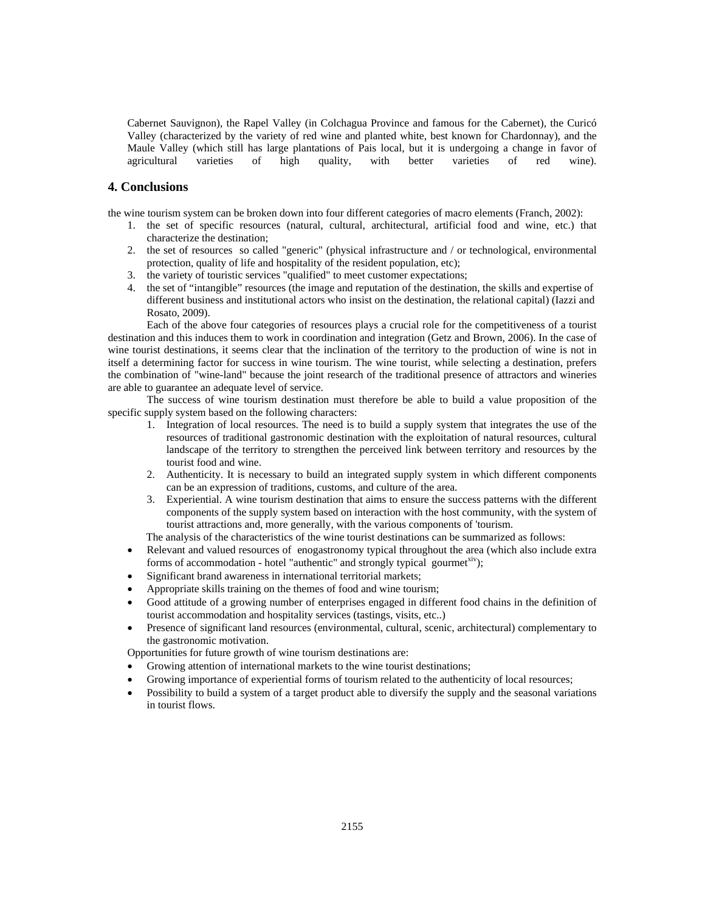Cabernet Sauvignon), the Rapel Valley (in Colchagua Province and famous for the Cabernet), the Curicó Valley (characterized by the variety of red wine and planted white, best known for Chardonnay), and the Maule Valley (which still has large plantations of Pais local, but it is undergoing a change in favor of agricultural varieties of high quality, with better varieties of red wine).

## 4. Conclusions

the wine tourism system can be broken down into four different categories of macro elements (Franch, 2002):

1. the set of specific resources (natural, cultural, architectural, artificial food and wine, etc.) that characterize the destination;
2. the set of resources so called "generic" (physical infrastructure and / or technological, environmental protection, quality of life and hospitality of the resident population, etc);
3. the variety of touristic services "qualified" to meet customer expectations;
4. the set of "intangible" resources (the image and reputation of the destination, the skills and expertise of different business and institutional actors who insist on the destination, the relational capital) (Iazzi and Rosato, 2009).

Each of the above four categories of resources plays a crucial role for the competitiveness of a tourist destination and this induces them to work in coordination and integration (Getz and Brown, 2006). In the case of wine tourist destinations, it seems clear that the inclination of the territory to the production of wine is not in itself a determining factor for success in wine tourism. The wine tourist, while selecting a destination, prefers the combination of "wine-land" because the joint research of the traditional presence of attractors and wineries are able to guarantee an adequate level of service.

The success of wine tourism destination must therefore be able to build a value proposition of the specific supply system based on the following characters:

1. Integration of local resources. The need is to build a supply system that integrates the use of the resources of traditional gastronomic destination with the exploitation of natural resources, cultural landscape of the territory to strengthen the perceived link between territory and resources by the tourist food and wine.
2. Authenticity. It is necessary to build an integrated supply system in which different components can be an expression of traditions, customs, and culture of the area.
3. Experiential. A wine tourism destination that aims to ensure the success patterns with the different components of the supply system based on interaction with the host community, with the system of tourist attractions and, more generally, with the various components of 'tourism.

The analysis of the characteristics of the wine tourist destinations can be summarized as follows:

- Relevant and valued resources of enogastronomy typical throughout the area (which also include extra forms of accommodation - hotel "authentic" and strongly typical gourmet[xiv]);
- Significant brand awareness in international territorial markets;
- Appropriate skills training on the themes of food and wine tourism;
- Good attitude of a growing number of enterprises engaged in different food chains in the definition of tourist accommodation and hospitality services (tastings, visits, etc..)
- Presence of significant land resources (environmental, cultural, scenic, architectural) complementary to the gastronomic motivation.

Opportunities for future growth of wine tourism destinations are:

- Growing attention of international markets to the wine tourist destinations;
- Growing importance of experiential forms of tourism related to the authenticity of local resources;
- Possibility to build a system of a target product able to diversify the supply and the seasonal variations in tourist flows.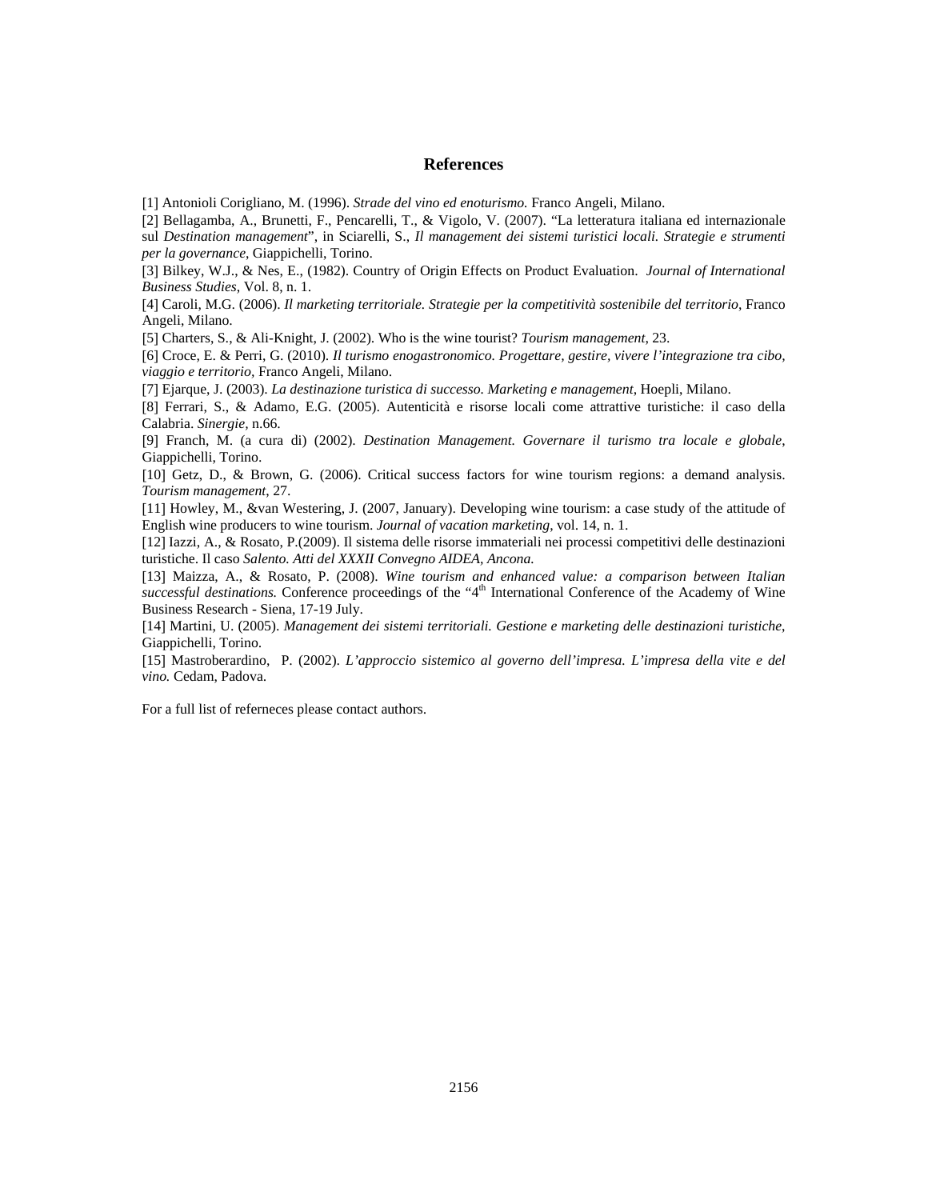## References

[1] Antonioli Corigliano, M. (1996). *Strade del vino ed enoturismo.* Franco Angeli, Milano.

[2] Bellagamba, A., Brunetti, F., Pencarelli, T., & Vigolo, V. (2007). "La letteratura italiana ed internazionale sul *Destination management*", in Sciarelli, S., *Il management dei sistemi turistici locali. Strategie e strumenti per la governance*, Giappichelli, Torino.

[3] Bilkey, W.J., & Nes, E., (1982). Country of Origin Effects on Product Evaluation. *Journal of International Business Studies*, Vol. 8, n. 1.

[4] Caroli, M.G. (2006). *Il marketing territoriale. Strategie per la competitività sostenibile del territorio*, Franco Angeli, Milano.

[5] Charters, S., & Ali-Knight, J. (2002). Who is the wine tourist? *Tourism management*, 23.

[6] Croce, E. & Perri, G. (2010). *Il turismo enogastronomico. Progettare, gestire, vivere l'integrazione tra cibo, viaggio e territorio,* Franco Angeli, Milano.

[7] Ejarque, J. (2003). *La destinazione turistica di successo. Marketing e management*, Hoepli, Milano.

[8] Ferrari, S., & Adamo, E.G. (2005). Autenticità e risorse locali come attrattive turistiche: il caso della Calabria. *Sinergie*, n.66.

[9] Franch, M. (a cura di) (2002). *Destination Management. Governare il turismo tra locale e globale*, Giappichelli, Torino.

[10] Getz, D., & Brown, G. (2006). Critical success factors for wine tourism regions: a demand analysis. *Tourism management*, 27.

[11] Howley, M., &van Westering, J. (2007, January). Developing wine tourism: a case study of the attitude of English wine producers to wine tourism. *Journal of vacation marketing*, vol. 14, n. 1.

[12] Iazzi, A., & Rosato, P.(2009). Il sistema delle risorse immateriali nei processi competitivi delle destinazioni turistiche. Il caso *Salento. Atti del XXXII Convegno AIDEA, Ancona.*

[13] Maizza, A., & Rosato, P. (2008). *Wine tourism and enhanced value: a comparison between Italian successful destinations.* Conference proceedings of the "4th International Conference of the Academy of Wine Business Research - Siena, 17-19 July.

[14] Martini, U. (2005). *Management dei sistemi territoriali. Gestione e marketing delle destinazioni turistiche*, Giappichelli, Torino.

[15] Mastroberardino, P. (2002). *L'approccio sistemico al governo dell'impresa. L'impresa della vite e del vino.* Cedam, Padova.

For a full list of referneces please contact authors.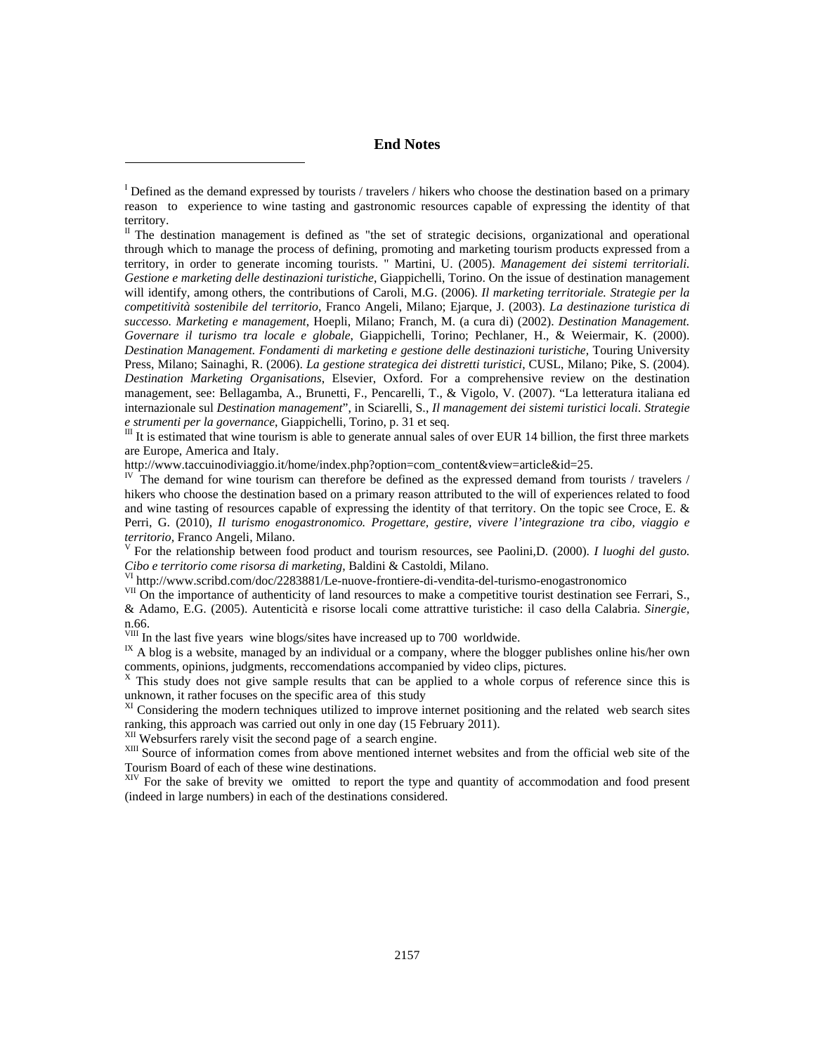## End Notes

[I] Defined as the demand expressed by tourists / travelers / hikers who choose the destination based on a primary reason to experience to wine tasting and gastronomic resources capable of expressing the identity of that territory.

[II] The destination management is defined as "the set of strategic decisions, organizational and operational through which to manage the process of defining, promoting and marketing tourism products expressed from a territory, in order to generate incoming tourists. " Martini, U. (2005). *Management dei sistemi territoriali. Gestione e marketing delle destinazioni turistiche*, Giappichelli, Torino. On the issue of destination management will identify, among others, the contributions of Caroli, M.G. (2006). *Il marketing territoriale. Strategie per la competitività sostenibile del territorio*, Franco Angeli, Milano; Ejarque, J. (2003). *La destinazione turistica di successo. Marketing e management*, Hoepli, Milano; Franch, M. (a cura di) (2002). *Destination Management. Governare il turismo tra locale e globale*, Giappichelli, Torino; Pechlaner, H., & Weiermair, K. (2000). *Destination Management. Fondamenti di marketing e gestione delle destinazioni turistiche*, Touring University Press, Milano; Sainaghi, R. (2006). *La gestione strategica dei distretti turistici*, CUSL, Milano; Pike, S. (2004). *Destination Marketing Organisations*, Elsevier, Oxford. For a comprehensive review on the destination management, see: Bellagamba, A., Brunetti, F., Pencarelli, T., & Vigolo, V. (2007). "La letteratura italiana ed internazionale sul *Destination management*", in Sciarelli, S., *Il management dei sistemi turistici locali. Strategie e strumenti per la governance*, Giappichelli, Torino, p. 31 et seq.

[III] It is estimated that wine tourism is able to generate annual sales of over EUR 14 billion, the first three markets are Europe, America and Italy.

http://www.taccuinodiviaggio.it/home/index.php?option=com_content&view=article&id=25.

[IV] The demand for wine tourism can therefore be defined as the expressed demand from tourists / travelers / hikers who choose the destination based on a primary reason attributed to the will of experiences related to food and wine tasting of resources capable of expressing the identity of that territory. On the topic see Croce, E. & Perri, G. (2010), *Il turismo enogastronomico. Progettare, gestire, vivere l'integrazione tra cibo, viaggio e territorio*, Franco Angeli, Milano.

[V] For the relationship between food product and tourism resources, see Paolini,D. (2000). *I luoghi del gusto. Cibo e territorio come risorsa di marketing*, Baldini & Castoldi, Milano.

[VI] http://www.scribd.com/doc/2283881/Le-nuove-frontiere-di-vendita-del-turismo-enogastronomico

[VII] On the importance of authenticity of land resources to make a competitive tourist destination see Ferrari, S., & Adamo, E.G. (2005). Autenticità e risorse locali come attrattive turistiche: il caso della Calabria. *Sinergie*, n.66.

[VIII] In the last five years wine blogs/sites have increased up to 700 worldwide.

[IX] A blog is a website, managed by an individual or a company, where the blogger publishes online his/her own comments, opinions, judgments, reccomendations accompanied by video clips, pictures.

[X] This study does not give sample results that can be applied to a whole corpus of reference since this is unknown, it rather focuses on the specific area of this study

[XI] Considering the modern techniques utilized to improve internet positioning and the related web search sites ranking, this approach was carried out only in one day (15 February 2011).

[XII] Websurfers rarely visit the second page of a search engine.

[XIII] Source of information comes from above mentioned internet websites and from the official web site of the Tourism Board of each of these wine destinations.

[XIV] For the sake of brevity we omitted to report the type and quantity of accommodation and food present (indeed in large numbers) in each of the destinations considered.